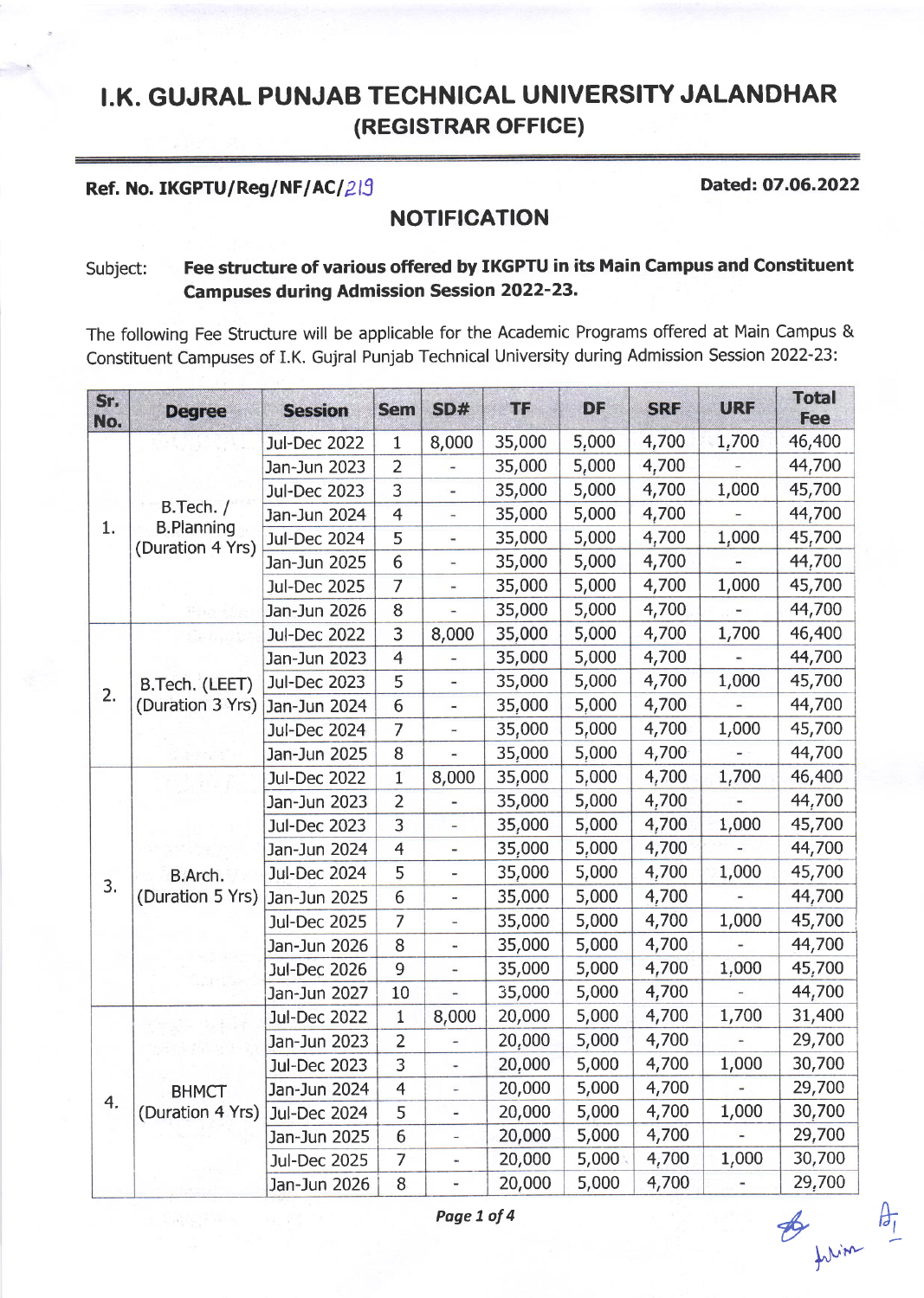# I.K. GUJRAL PUNJAB TECHNICAL UNIVERSITY JALANDHAR
## (REGISTRAR OFFICE)

**Ref. No. IKGPTU/Reg/NF/AC/219** **Dated: 07.06.2022**

## NOTIFICATION

Subject: **Fee structure of various offered by IKGPTU in its Main Campus and Constituent Campuses during Admission Session 2022-23.**

The following Fee Structure will be applicable for the Academic Programs offered at Main Campus & Constituent Campuses of I.K. Gujral Punjab Technical University during Admission Session 2022-23:

| Sr. No. | Degree | Session | Sem | SD# | TF | DF | SRF | URF | Total Fee |
|---|---|---|---|---|---|---|---|---|---|
| 1. | B.Tech. / B.Planning (Duration 4 Yrs) | Jul-Dec 2022 | 1 | 8,000 | 35,000 | 5,000 | 4,700 | 1,700 | 46,400 |
| | | Jan-Jun 2023 | 2 | - | 35,000 | 5,000 | 4,700 | - | 44,700 |
| | | Jul-Dec 2023 | 3 | - | 35,000 | 5,000 | 4,700 | 1,000 | 45,700 |
| | | Jan-Jun 2024 | 4 | - | 35,000 | 5,000 | 4,700 | - | 44,700 |
| | | Jul-Dec 2024 | 5 | - | 35,000 | 5,000 | 4,700 | 1,000 | 45,700 |
| | | Jan-Jun 2025 | 6 | - | 35,000 | 5,000 | 4,700 | - | 44,700 |
| | | Jul-Dec 2025 | 7 | - | 35,000 | 5,000 | 4,700 | 1,000 | 45,700 |
| | | Jan-Jun 2026 | 8 | - | 35,000 | 5,000 | 4,700 | - | 44,700 |
| 2. | B.Tech. (LEET) (Duration 3 Yrs) | Jul-Dec 2022 | 3 | 8,000 | 35,000 | 5,000 | 4,700 | 1,700 | 46,400 |
| | | Jan-Jun 2023 | 4 | - | 35,000 | 5,000 | 4,700 | - | 44,700 |
| | | Jul-Dec 2023 | 5 | - | 35,000 | 5,000 | 4,700 | 1,000 | 45,700 |
| | | Jan-Jun 2024 | 6 | - | 35,000 | 5,000 | 4,700 | - | 44,700 |
| | | Jul-Dec 2024 | 7 | - | 35,000 | 5,000 | 4,700 | 1,000 | 45,700 |
| | | Jan-Jun 2025 | 8 | - | 35,000 | 5,000 | 4,700 | - | 44,700 |
| 3. | B.Arch. (Duration 5 Yrs) | Jul-Dec 2022 | 1 | 8,000 | 35,000 | 5,000 | 4,700 | 1,700 | 46,400 |
| | | Jan-Jun 2023 | 2 | - | 35,000 | 5,000 | 4,700 | - | 44,700 |
| | | Jul-Dec 2023 | 3 | - | 35,000 | 5,000 | 4,700 | 1,000 | 45,700 |
| | | Jan-Jun 2024 | 4 | - | 35,000 | 5,000 | 4,700 | - | 44,700 |
| | | Jul-Dec 2024 | 5 | - | 35,000 | 5,000 | 4,700 | 1,000 | 45,700 |
| | | Jan-Jun 2025 | 6 | - | 35,000 | 5,000 | 4,700 | - | 44,700 |
| | | Jul-Dec 2025 | 7 | - | 35,000 | 5,000 | 4,700 | 1,000 | 45,700 |
| | | Jan-Jun 2026 | 8 | - | 35,000 | 5,000 | 4,700 | - | 44,700 |
| | | Jul-Dec 2026 | 9 | - | 35,000 | 5,000 | 4,700 | 1,000 | 45,700 |
| | | Jan-Jun 2027 | 10 | - | 35,000 | 5,000 | 4,700 | - | 44,700 |
| 4. | BHMCT (Duration 4 Yrs) | Jul-Dec 2022 | 1 | 8,000 | 20,000 | 5,000 | 4,700 | 1,700 | 31,400 |
| | | Jan-Jun 2023 | 2 | - | 20,000 | 5,000 | 4,700 | - | 29,700 |
| | | Jul-Dec 2023 | 3 | - | 20,000 | 5,000 | 4,700 | 1,000 | 30,700 |
| | | Jan-Jun 2024 | 4 | - | 20,000 | 5,000 | 4,700 | - | 29,700 |
| | | Jul-Dec 2024 | 5 | - | 20,000 | 5,000 | 4,700 | 1,000 | 30,700 |
| | | Jan-Jun 2025 | 6 | - | 20,000 | 5,000 | 4,700 | - | 29,700 |
| | | Jul-Dec 2025 | 7 | - | 20,000 | 5,000 | 4,700 | 1,000 | 30,700 |
| | | Jan-Jun 2026 | 8 | - | 20,000 | 5,000 | 4,700 | - | 29,700 |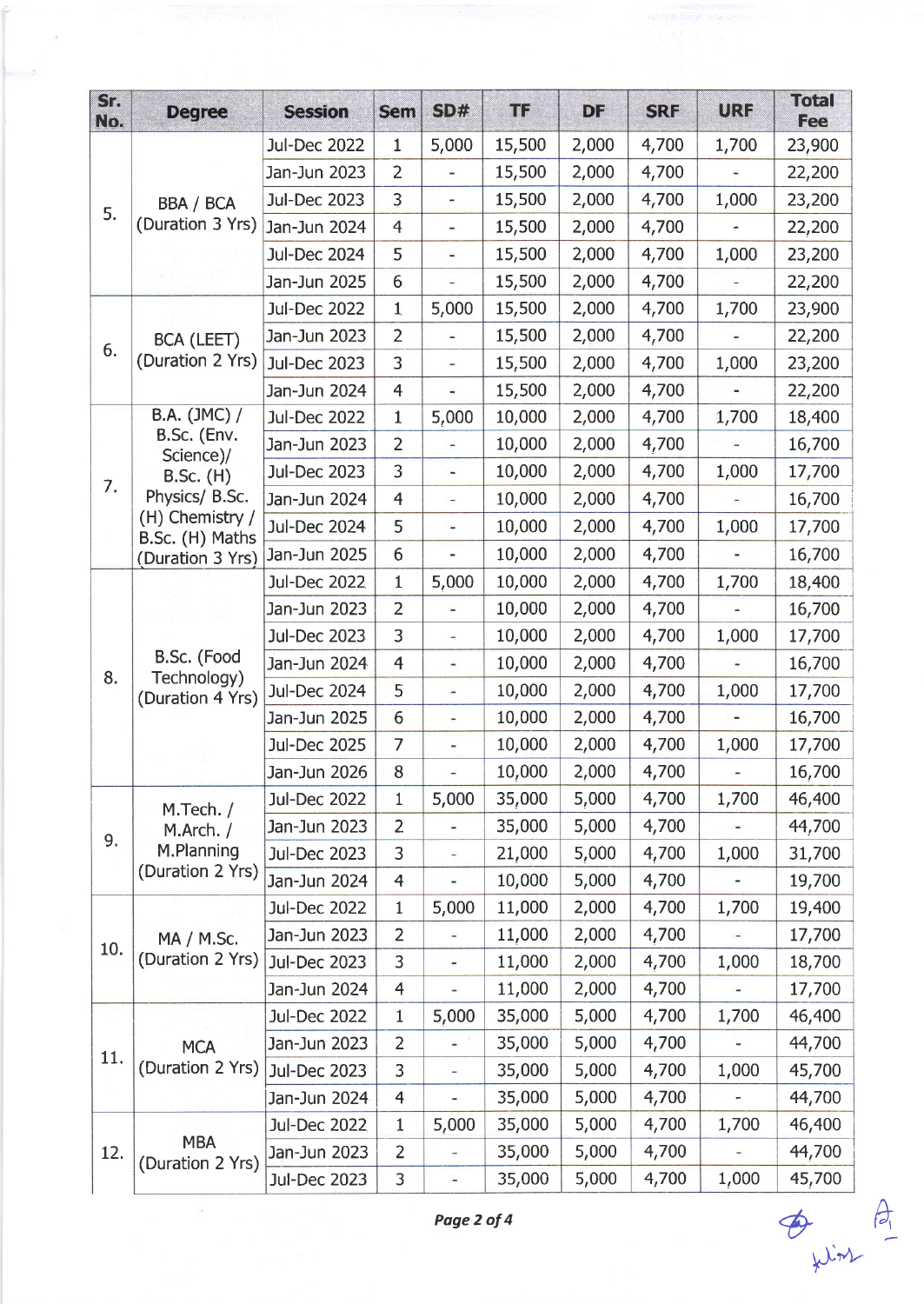| Sr. No. | Degree | Session | Sem | SD# | TF | DF | SRF | URF | Total Fee |
|---|---|---|---|---|---|---|---|---|---|
| 5. | BBA / BCA (Duration 3 Yrs) | Jul-Dec 2022 | 1 | 5,000 | 15,500 | 2,000 | 4,700 | 1,700 | 23,900 |
| | | Jan-Jun 2023 | 2 | - | 15,500 | 2,000 | 4,700 | - | 22,200 |
| | | Jul-Dec 2023 | 3 | - | 15,500 | 2,000 | 4,700 | 1,000 | 23,200 |
| | | Jan-Jun 2024 | 4 | - | 15,500 | 2,000 | 4,700 | - | 22,200 |
| | | Jul-Dec 2024 | 5 | - | 15,500 | 2,000 | 4,700 | 1,000 | 23,200 |
| | | Jan-Jun 2025 | 6 | - | 15,500 | 2,000 | 4,700 | - | 22,200 |
| 6. | BCA (LEET) (Duration 2 Yrs) | Jul-Dec 2022 | 1 | 5,000 | 15,500 | 2,000 | 4,700 | 1,700 | 23,900 |
| | | Jan-Jun 2023 | 2 | - | 15,500 | 2,000 | 4,700 | - | 22,200 |
| | | Jul-Dec 2023 | 3 | - | 15,500 | 2,000 | 4,700 | 1,000 | 23,200 |
| | | Jan-Jun 2024 | 4 | - | 15,500 | 2,000 | 4,700 | - | 22,200 |
| 7. | B.A. (JMC) / B.Sc. (Env. Science)/ B.Sc. (H) Physics/ B.Sc. (H) Chemistry / B.Sc. (H) Maths (Duration 3 Yrs) | Jul-Dec 2022 | 1 | 5,000 | 10,000 | 2,000 | 4,700 | 1,700 | 18,400 |
| | | Jan-Jun 2023 | 2 | - | 10,000 | 2,000 | 4,700 | - | 16,700 |
| | | Jul-Dec 2023 | 3 | - | 10,000 | 2,000 | 4,700 | 1,000 | 17,700 |
| | | Jan-Jun 2024 | 4 | - | 10,000 | 2,000 | 4,700 | - | 16,700 |
| | | Jul-Dec 2024 | 5 | - | 10,000 | 2,000 | 4,700 | 1,000 | 17,700 |
| | | Jan-Jun 2025 | 6 | - | 10,000 | 2,000 | 4,700 | - | 16,700 |
| 8. | B.Sc. (Food Technology) (Duration 4 Yrs) | Jul-Dec 2022 | 1 | 5,000 | 10,000 | 2,000 | 4,700 | 1,700 | 18,400 |
| | | Jan-Jun 2023 | 2 | - | 10,000 | 2,000 | 4,700 | - | 16,700 |
| | | Jul-Dec 2023 | 3 | - | 10,000 | 2,000 | 4,700 | 1,000 | 17,700 |
| | | Jan-Jun 2024 | 4 | - | 10,000 | 2,000 | 4,700 | - | 16,700 |
| | | Jul-Dec 2024 | 5 | - | 10,000 | 2,000 | 4,700 | 1,000 | 17,700 |
| | | Jan-Jun 2025 | 6 | - | 10,000 | 2,000 | 4,700 | - | 16,700 |
| | | Jul-Dec 2025 | 7 | - | 10,000 | 2,000 | 4,700 | 1,000 | 17,700 |
| | | Jan-Jun 2026 | 8 | - | 10,000 | 2,000 | 4,700 | - | 16,700 |
| 9. | M.Tech. / M.Arch. / M.Planning (Duration 2 Yrs) | Jul-Dec 2022 | 1 | 5,000 | 35,000 | 5,000 | 4,700 | 1,700 | 46,400 |
| | | Jan-Jun 2023 | 2 | - | 35,000 | 5,000 | 4,700 | - | 44,700 |
| | | Jul-Dec 2023 | 3 | - | 21,000 | 5,000 | 4,700 | 1,000 | 31,700 |
| | | Jan-Jun 2024 | 4 | - | 10,000 | 5,000 | 4,700 | - | 19,700 |
| 10. | MA / M.Sc. (Duration 2 Yrs) | Jul-Dec 2022 | 1 | 5,000 | 11,000 | 2,000 | 4,700 | 1,700 | 19,400 |
| | | Jan-Jun 2023 | 2 | - | 11,000 | 2,000 | 4,700 | - | 17,700 |
| | | Jul-Dec 2023 | 3 | - | 11,000 | 2,000 | 4,700 | 1,000 | 18,700 |
| | | Jan-Jun 2024 | 4 | - | 11,000 | 2,000 | 4,700 | - | 17,700 |
| 11. | MCA (Duration 2 Yrs) | Jul-Dec 2022 | 1 | 5,000 | 35,000 | 5,000 | 4,700 | 1,700 | 46,400 |
| | | Jan-Jun 2023 | 2 | - | 35,000 | 5,000 | 4,700 | - | 44,700 |
| | | Jul-Dec 2023 | 3 | - | 35,000 | 5,000 | 4,700 | 1,000 | 45,700 |
| | | Jan-Jun 2024 | 4 | - | 35,000 | 5,000 | 4,700 | - | 44,700 |
| 12. | MBA (Duration 2 Yrs) | Jul-Dec 2022 | 1 | 5,000 | 35,000 | 5,000 | 4,700 | 1,700 | 46,400 |
| | | Jan-Jun 2023 | 2 | - | 35,000 | 5,000 | 4,700 | - | 44,700 |
| | | Jul-Dec 2023 | 3 | - | 35,000 | 5,000 | 4,700 | 1,000 | 45,700 |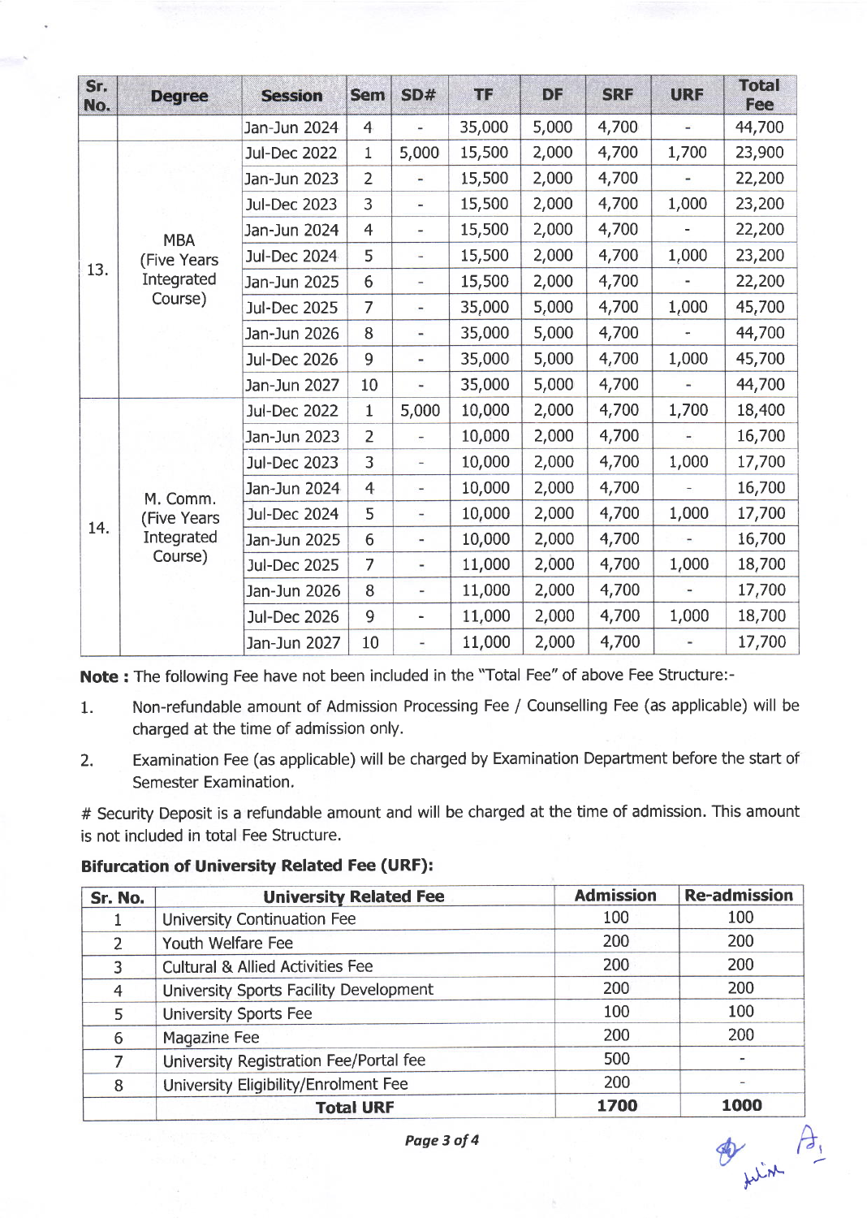| Sr. No. | Degree | Session | Sem | SD# | TF | DF | SRF | URF | Total Fee |
|---|---|---|---|---|---|---|---|---|---|
| | | Jan-Jun 2024 | 4 | - | 35,000 | 5,000 | 4,700 | - | 44,700 |
| 13. | MBA (Five Years Integrated Course) | Jul-Dec 2022 | 1 | 5,000 | 15,500 | 2,000 | 4,700 | 1,700 | 23,900 |
| | | Jan-Jun 2023 | 2 | - | 15,500 | 2,000 | 4,700 | - | 22,200 |
| | | Jul-Dec 2023 | 3 | - | 15,500 | 2,000 | 4,700 | 1,000 | 23,200 |
| | | Jan-Jun 2024 | 4 | - | 15,500 | 2,000 | 4,700 | - | 22,200 |
| | | Jul-Dec 2024 | 5 | - | 15,500 | 2,000 | 4,700 | 1,000 | 23,200 |
| | | Jan-Jun 2025 | 6 | - | 15,500 | 2,000 | 4,700 | - | 22,200 |
| | | Jul-Dec 2025 | 7 | - | 35,000 | 5,000 | 4,700 | 1,000 | 45,700 |
| | | Jan-Jun 2026 | 8 | - | 35,000 | 5,000 | 4,700 | - | 44,700 |
| | | Jul-Dec 2026 | 9 | - | 35,000 | 5,000 | 4,700 | 1,000 | 45,700 |
| | | Jan-Jun 2027 | 10 | - | 35,000 | 5,000 | 4,700 | - | 44,700 |
| 14. | M. Comm. (Five Years Integrated Course) | Jul-Dec 2022 | 1 | 5,000 | 10,000 | 2,000 | 4,700 | 1,700 | 18,400 |
| | | Jan-Jun 2023 | 2 | - | 10,000 | 2,000 | 4,700 | - | 16,700 |
| | | Jul-Dec 2023 | 3 | - | 10,000 | 2,000 | 4,700 | 1,000 | 17,700 |
| | | Jan-Jun 2024 | 4 | - | 10,000 | 2,000 | 4,700 | - | 16,700 |
| | | Jul-Dec 2024 | 5 | - | 10,000 | 2,000 | 4,700 | 1,000 | 17,700 |
| | | Jan-Jun 2025 | 6 | - | 10,000 | 2,000 | 4,700 | - | 16,700 |
| | | Jul-Dec 2025 | 7 | - | 11,000 | 2,000 | 4,700 | 1,000 | 18,700 |
| | | Jan-Jun 2026 | 8 | - | 11,000 | 2,000 | 4,700 | - | 17,700 |
| | | Jul-Dec 2026 | 9 | - | 11,000 | 2,000 | 4,700 | 1,000 | 18,700 |
| | | Jan-Jun 2027 | 10 | - | 11,000 | 2,000 | 4,700 | - | 17,700 |

**Note :** The following Fee have not been included in the "Total Fee" of above Fee Structure:-

1. Non-refundable amount of Admission Processing Fee / Counselling Fee (as applicable) will be charged at the time of admission only.
2. Examination Fee (as applicable) will be charged by Examination Department before the start of Semester Examination.

# Security Deposit is a refundable amount and will be charged at the time of admission. This amount is not included in total Fee Structure.

**Bifurcation of University Related Fee (URF):**

| Sr. No. | University Related Fee | Admission | Re-admission |
|---|---|---|---|
| 1 | University Continuation Fee | 100 | 100 |
| 2 | Youth Welfare Fee | 200 | 200 |
| 3 | Cultural & Allied Activities Fee | 200 | 200 |
| 4 | University Sports Facility Development | 200 | 200 |
| 5 | University Sports Fee | 100 | 100 |
| 6 | Magazine Fee | 200 | 200 |
| 7 | University Registration Fee/Portal fee | 500 | - |
| 8 | University Eligibility/Enrolment Fee | 200 | - |
| | **Total URF** | **1700** | **1000** |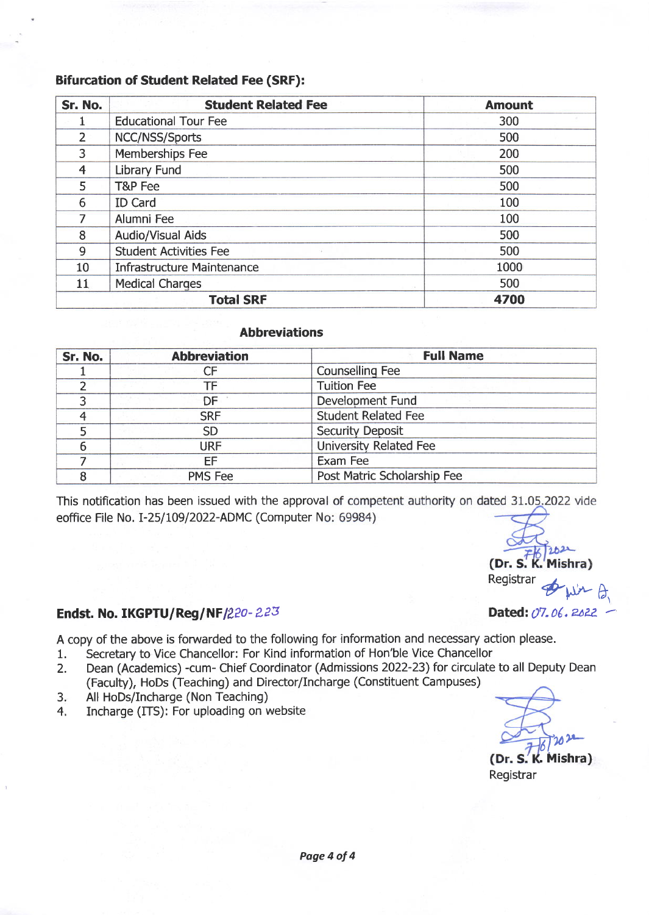**Bifurcation of Student Related Fee (SRF):**

| Sr. No. | Student Related Fee | Amount |
|---|---|---|
| 1 | Educational Tour Fee | 300 |
| 2 | NCC/NSS/Sports | 500 |
| 3 | Memberships Fee | 200 |
| 4 | Library Fund | 500 |
| 5 | T&P Fee | 500 |
| 6 | ID Card | 100 |
| 7 | Alumni Fee | 100 |
| 8 | Audio/Visual Aids | 500 |
| 9 | Student Activities Fee | 500 |
| 10 | Infrastructure Maintenance | 1000 |
| 11 | Medical Charges | 500 |
| **Total SRF** | | **4700** |

**Abbreviations**

| Sr. No. | Abbreviation | Full Name |
|---|---|---|
| 1 | CF | Counselling Fee |
| 2 | TF | Tuition Fee |
| 3 | DF | Development Fund |
| 4 | SRF | Student Related Fee |
| 5 | SD | Security Deposit |
| 6 | URF | University Related Fee |
| 7 | EF | Exam Fee |
| 8 | PMS Fee | Post Matric Scholarship Fee |

This notification has been issued with the approval of competent authority on dated 31.05.2022 vide eoffice File No. I-25/109/2022-ADMC (Computer No: 69984)

7/6/2022
**(Dr. S. K. Mishra)**
Registrar

**Endst. No. IKGPTU/Reg/NF/**220-223

**Dated:** 07.06.2022

A copy of the above is forwarded to the following for information and necessary action please.

1. Secretary to Vice Chancellor: For Kind information of Hon'ble Vice Chancellor
2. Dean (Academics) -cum- Chief Coordinator (Admissions 2022-23) for circulate to all Deputy Dean (Faculty), HoDs (Teaching) and Director/Incharge (Constituent Campuses)
3. All HoDs/Incharge (Non Teaching)
4. Incharge (ITS): For uploading on website

7/6/2022
**(Dr. S. K. Mishra)**
Registrar